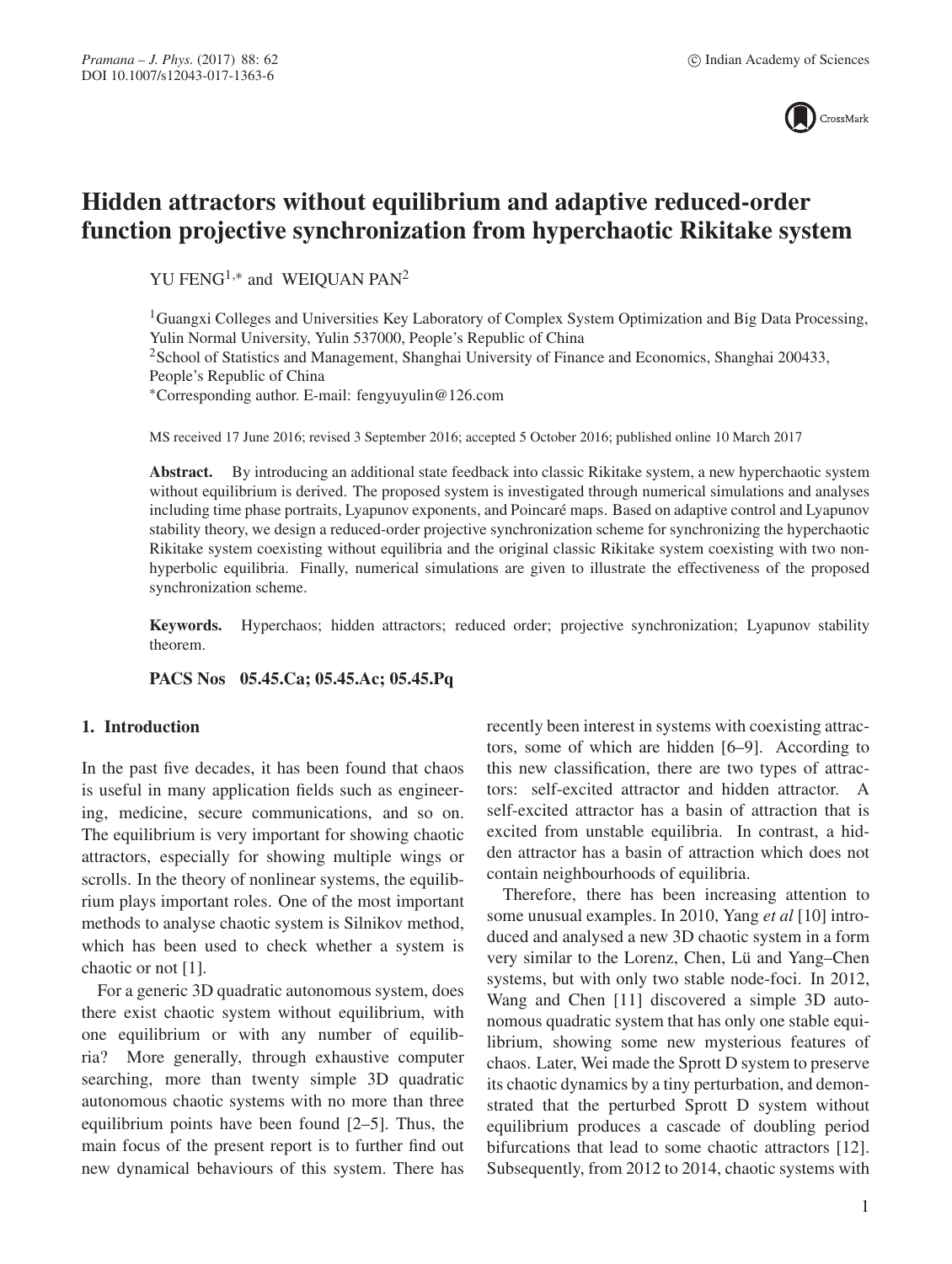# Hidden attractors without equilibrium and adaptive reduced-order function projective synchronization from hyperchaotic Rikitake system

YU FENG[1,*] and WEIQUAN PAN[2]

[1]Guangxi Colleges and Universities Key Laboratory of Complex System Optimization and Big Data Processing, Yulin Normal University, Yulin 537000, People's Republic of China

[2]School of Statistics and Management, Shanghai University of Finance and Economics, Shanghai 200433, People's Republic of China

[*]Corresponding author. E-mail: fengyuyulin@126.com

MS received 17 June 2016; revised 3 September 2016; accepted 5 October 2016; published online 10 March 2017

**Abstract.** By introducing an additional state feedback into classic Rikitake system, a new hyperchaotic system without equilibrium is derived. The proposed system is investigated through numerical simulations and analyses including time phase portraits, Lyapunov exponents, and Poincaré maps. Based on adaptive control and Lyapunov stability theory, we design a reduced-order projective synchronization scheme for synchronizing the hyperchaotic Rikitake system coexisting without equilibria and the original classic Rikitake system coexisting with two non-hyperbolic equilibria. Finally, numerical simulations are given to illustrate the effectiveness of the proposed synchronization scheme.

**Keywords.** Hyperchaos; hidden attractors; reduced order; projective synchronization; Lyapunov stability theorem.

**PACS Nos** 05.45.Ca; 05.45.Ac; 05.45.Pq

## 1. Introduction

In the past five decades, it has been found that chaos is useful in many application fields such as engineering, medicine, secure communications, and so on. The equilibrium is very important for showing chaotic attractors, especially for showing multiple wings or scrolls. In the theory of nonlinear systems, the equilibrium plays important roles. One of the most important methods to analyse chaotic system is Silnikov method, which has been used to check whether a system is chaotic or not [1].

For a generic 3D quadratic autonomous system, does there exist chaotic system without equilibrium, with one equilibrium or with any number of equilibria? More generally, through exhaustive computer searching, more than twenty simple 3D quadratic autonomous chaotic systems with no more than three equilibrium points have been found [2–5]. Thus, the main focus of the present report is to further find out new dynamical behaviours of this system. There has recently been interest in systems with coexisting attractors, some of which are hidden [6–9]. According to this new classification, there are two types of attractors: self-excited attractor and hidden attractor. A self-excited attractor has a basin of attraction that is excited from unstable equilibria. In contrast, a hidden attractor has a basin of attraction which does not contain neighbourhoods of equilibria.

Therefore, there has been increasing attention to some unusual examples. In 2010, Yang *et al* [10] introduced and analysed a new 3D chaotic system in a form very similar to the Lorenz, Chen, Lü and Yang–Chen systems, but with only two stable node-foci. In 2012, Wang and Chen [11] discovered a simple 3D autonomous quadratic system that has only one stable equilibrium, showing some new mysterious features of chaos. Later, Wei made the Sprott D system to preserve its chaotic dynamics by a tiny perturbation, and demonstrated that the perturbed Sprott D system without equilibrium produces a cascade of doubling period bifurcations that lead to some chaotic attractors [12]. Subsequently, from 2012 to 2014, chaotic systems with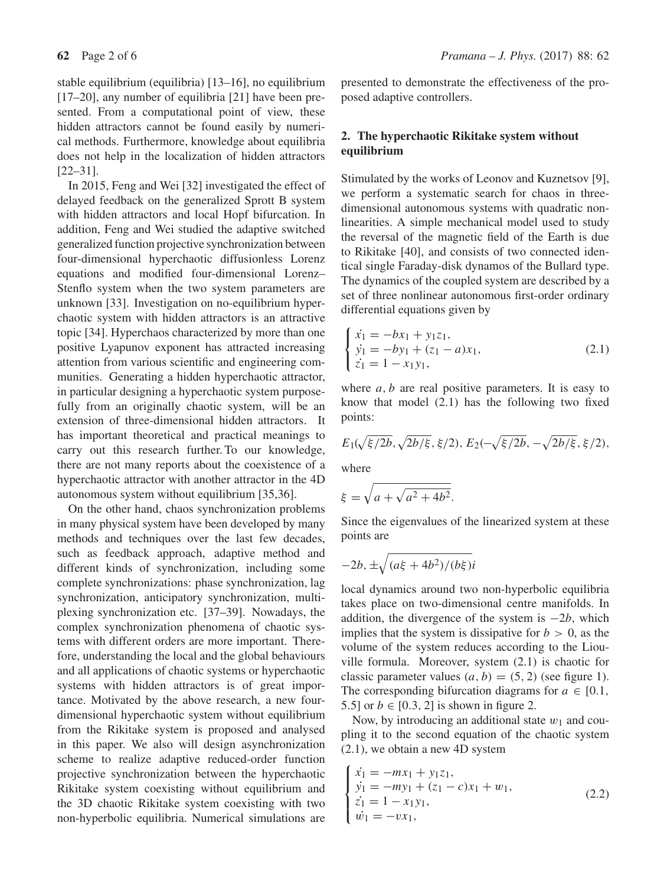stable equilibrium (equilibria) [13–16], no equilibrium [17–20], any number of equilibria [21] have been presented. From a computational point of view, these hidden attractors cannot be found easily by numerical methods. Furthermore, knowledge about equilibria does not help in the localization of hidden attractors [22–31].

In 2015, Feng and Wei [32] investigated the effect of delayed feedback on the generalized Sprott B system with hidden attractors and local Hopf bifurcation. In addition, Feng and Wei studied the adaptive switched generalized function projective synchronization between four-dimensional hyperchaotic diffusionless Lorenz equations and modified four-dimensional Lorenz–Stenflo system when the two system parameters are unknown [33]. Investigation on no-equilibrium hyperchaotic system with hidden attractors is an attractive topic [34]. Hyperchaos characterized by more than one positive Lyapunov exponent has attracted increasing attention from various scientific and engineering communities. Generating a hidden hyperchaotic attractor, in particular designing a hyperchaotic system purposefully from an originally chaotic system, will be an extension of three-dimensional hidden attractors. It has important theoretical and practical meanings to carry out this research further. To our knowledge, there are not many reports about the coexistence of a hyperchaotic attractor with another attractor in the 4D autonomous system without equilibrium [35,36].

On the other hand, chaos synchronization problems in many physical system have been developed by many methods and techniques over the last few decades, such as feedback approach, adaptive method and different kinds of synchronization, including some complete synchronizations: phase synchronization, lag synchronization, anticipatory synchronization, multiplexing synchronization etc. [37–39]. Nowadays, the complex synchronization phenomena of chaotic systems with different orders are more important. Therefore, understanding the local and the global behaviours and all applications of chaotic systems or hyperchaotic systems with hidden attractors is of great importance. Motivated by the above research, a new four-dimensional hyperchaotic system without equilibrium from the Rikitake system is proposed and analysed in this paper. We also will design asynchronization scheme to realize adaptive reduced-order function projective synchronization between the hyperchaotic Rikitake system coexisting without equilibrium and the 3D chaotic Rikitake system coexisting with two non-hyperbolic equilibria. Numerical simulations are presented to demonstrate the effectiveness of the proposed adaptive controllers.

## 2. The hyperchaotic Rikitake system without equilibrium

Stimulated by the works of Leonov and Kuznetsov [9], we perform a systematic search for chaos in three-dimensional autonomous systems with quadratic nonlinearities. A simple mechanical model used to study the reversal of the magnetic field of the Earth is due to Rikitake [40], and consists of two connected identical single Faraday-disk dynamos of the Bullard type. The dynamics of the coupled system are described by a set of three nonlinear autonomous first-order ordinary differential equations given by

$$\begin{cases} \dot{x_1} = -bx_1 + y_1 z_1, \\ \dot{y_1} = -by_1 + (z_1 - a)x_1, \\ \dot{z_1} = 1 - x_1 y_1, \end{cases} \tag{2.1}$$

where $a, b$ are real positive parameters. It is easy to know that model (2.1) has the following two fixed points:

$$E_1(\sqrt{\xi/2b}, \sqrt{2b/\xi}, \xi/2),\ E_2(-\sqrt{\xi/2b}, -\sqrt{2b/\xi}, \xi/2),$$

where

$$\xi = \sqrt{a + \sqrt{a^2 + 4b^2}}.$$

Since the eigenvalues of the linearized system at these points are

$$-2b, \pm\sqrt{(a\xi + 4b^2)/(b\xi)}i$$

local dynamics around two non-hyperbolic equilibria takes place on two-dimensional centre manifolds. In addition, the divergence of the system is $-2b$, which implies that the system is dissipative for $b > 0$, as the volume of the system reduces according to the Liouville formula. Moreover, system (2.1) is chaotic for classic parameter values $(a, b) = (5, 2)$ (see figure 1). The corresponding bifurcation diagrams for $a \in [0.1, 5.5]$ or $b \in [0.3, 2]$ is shown in figure 2.

Now, by introducing an additional state $w_1$ and coupling it to the second equation of the chaotic system (2.1), we obtain a new 4D system

$$\begin{cases} \dot{x_1} = -mx_1 + y_1 z_1, \\ \dot{y_1} = -my_1 + (z_1 - c)x_1 + w_1, \\ \dot{z_1} = 1 - x_1 y_1, \\ \dot{w_1} = -vx_1, \end{cases} \tag{2.2}$$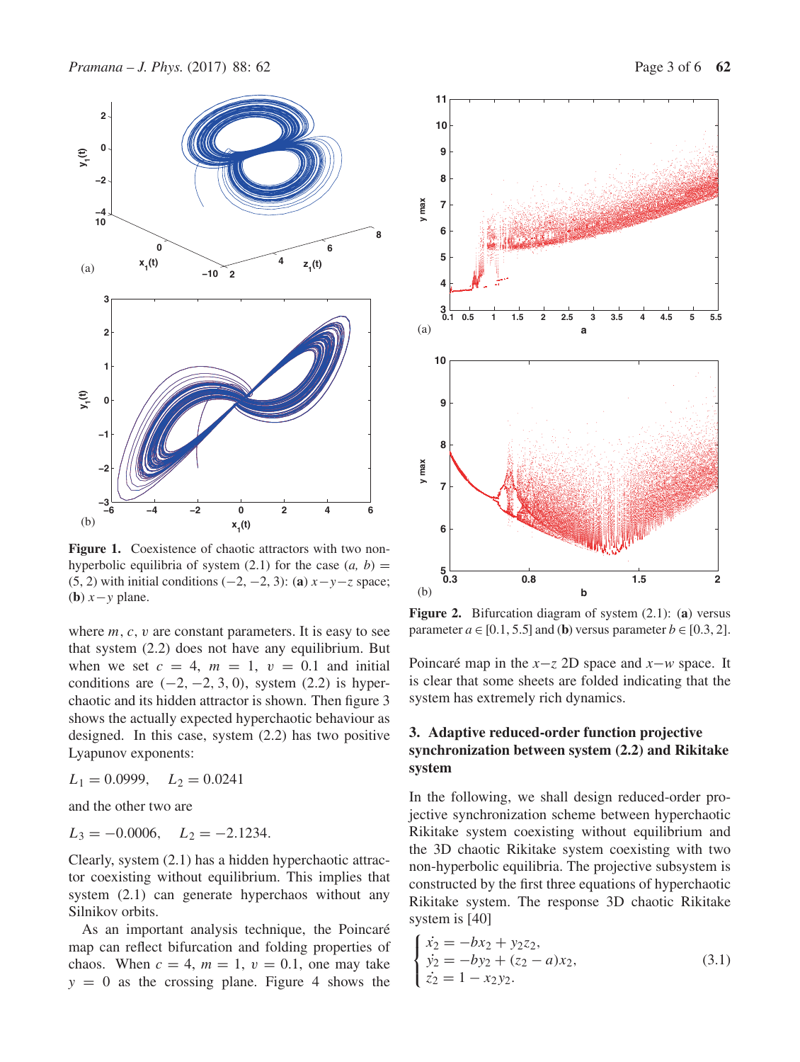**Figure 1.** Coexistence of chaotic attractors with two non-hyperbolic equilibria of system (2.1) for the case $(a, b) = (5, 2)$ with initial conditions $(-2, -2, 3)$: (**a**) $x-y-z$ space; (**b**) $x-y$ plane.

where $m$, $c$, $v$ are constant parameters. It is easy to see that system (2.2) does not have any equilibrium. But when we set $c = 4$, $m = 1$, $v = 0.1$ and initial conditions are $(-2, -2, 3, 0)$, system (2.2) is hyperchaotic and its hidden attractor is shown. Then figure 3 shows the actually expected hyperchaotic behaviour as designed. In this case, system (2.2) has two positive Lyapunov exponents:

$L_1 = 0.0999, \quad L_2 = 0.0241$

and the other two are

$L_3 = -0.0006, \quad L_2 = -2.1234.$

Clearly, system (2.1) has a hidden hyperchaotic attractor coexisting without equilibrium. This implies that system (2.1) can generate hyperchaos without any Silnikov orbits.

As an important analysis technique, the Poincaré map can reflect bifurcation and folding properties of chaos. When $c = 4$, $m = 1$, $v = 0.1$, one may take $y = 0$ as the crossing plane. Figure 4 shows the Poincaré map in the $x-z$ 2D space and $x-w$ space. It is clear that some sheets are folded indicating that the system has extremely rich dynamics.

**Figure 2.** Bifurcation diagram of system (2.1): (**a**) versus parameter $a \in [0.1, 5.5]$ and (**b**) versus parameter $b \in [0.3, 2]$.

## 3. Adaptive reduced-order function projective synchronization between system (2.2) and Rikitake system

In the following, we shall design reduced-order projective synchronization scheme between hyperchaotic Rikitake system coexisting without equilibrium and the 3D chaotic Rikitake system coexisting with two non-hyperbolic equilibria. The projective subsystem is constructed by the first three equations of hyperchaotic Rikitake system. The response 3D chaotic Rikitake system is [40]

$$
\begin{cases}
\dot{x_2} = -bx_2 + y_2 z_2, \\
\dot{y_2} = -by_2 + (z_2 - a)x_2, \\
\dot{z_2} = 1 - x_2 y_2.
\end{cases}
\tag{3.1}
$$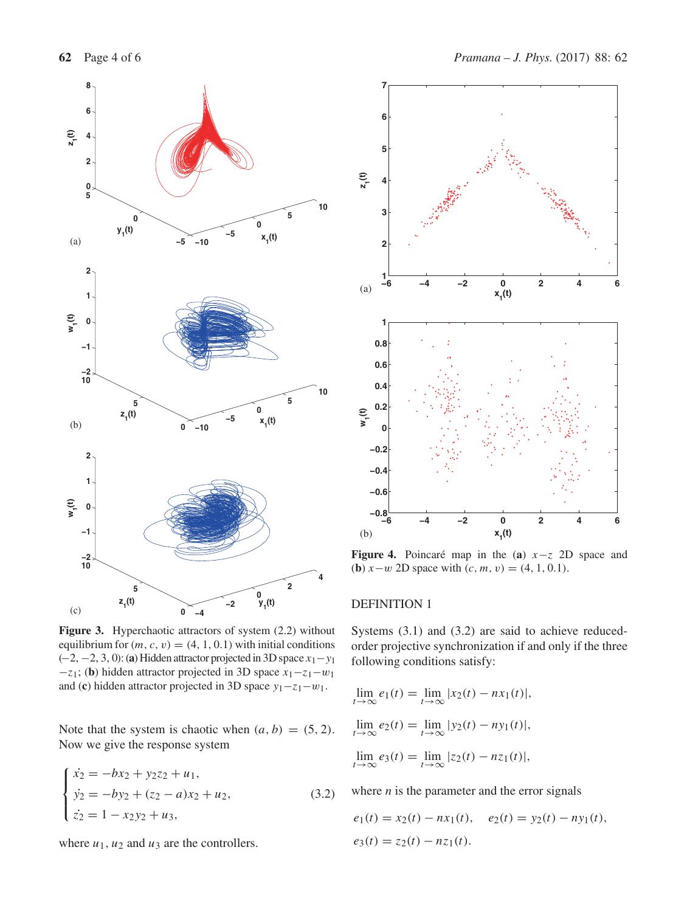**Figure 3.** Hyperchaotic attractors of system (2.2) without equilibrium for $(m, c, v) = (4, 1, 0.1)$ with initial conditions $(-2, -2, 3, 0)$: (**a**) Hidden attractor projected in 3D space $x_1 - y_1 - z_1$; (**b**) hidden attractor projected in 3D space $x_1 - z_1 - w_1$ and (**c**) hidden attractor projected in 3D space $y_1 - z_1 - w_1$.

Note that the system is chaotic when $(a, b) = (5, 2)$. Now we give the response system

$$\begin{cases} \dot{x_2} = -bx_2 + y_2 z_2 + u_1, \\ \dot{y_2} = -by_2 + (z_2 - a)x_2 + u_2, \\ \dot{z_2} = 1 - x_2 y_2 + u_3, \end{cases} \tag{3.2}$$

where $u_1$, $u_2$ and $u_3$ are the controllers.

**Figure 4.** Poincaré map in the (**a**) $x-z$ 2D space and (**b**) $x-w$ 2D space with $(c, m, v) = (4, 1, 0.1)$.

DEFINITION 1

Systems (3.1) and (3.2) are said to achieve reduced-order projective synchronization if and only if the three following conditions satisfy:

$$\lim_{t\to\infty} e_1(t) = \lim_{t\to\infty} |x_2(t) - nx_1(t)|,$$

$$\lim_{t\to\infty} e_2(t) = \lim_{t\to\infty} |y_2(t) - ny_1(t)|,$$

$$\lim_{t\to\infty} e_3(t) = \lim_{t\to\infty} |z_2(t) - nz_1(t)|,$$

where $n$ is the parameter and the error signals

$$e_1(t) = x_2(t) - nx_1(t), \quad e_2(t) = y_2(t) - ny_1(t),$$
$$e_3(t) = z_2(t) - nz_1(t).$$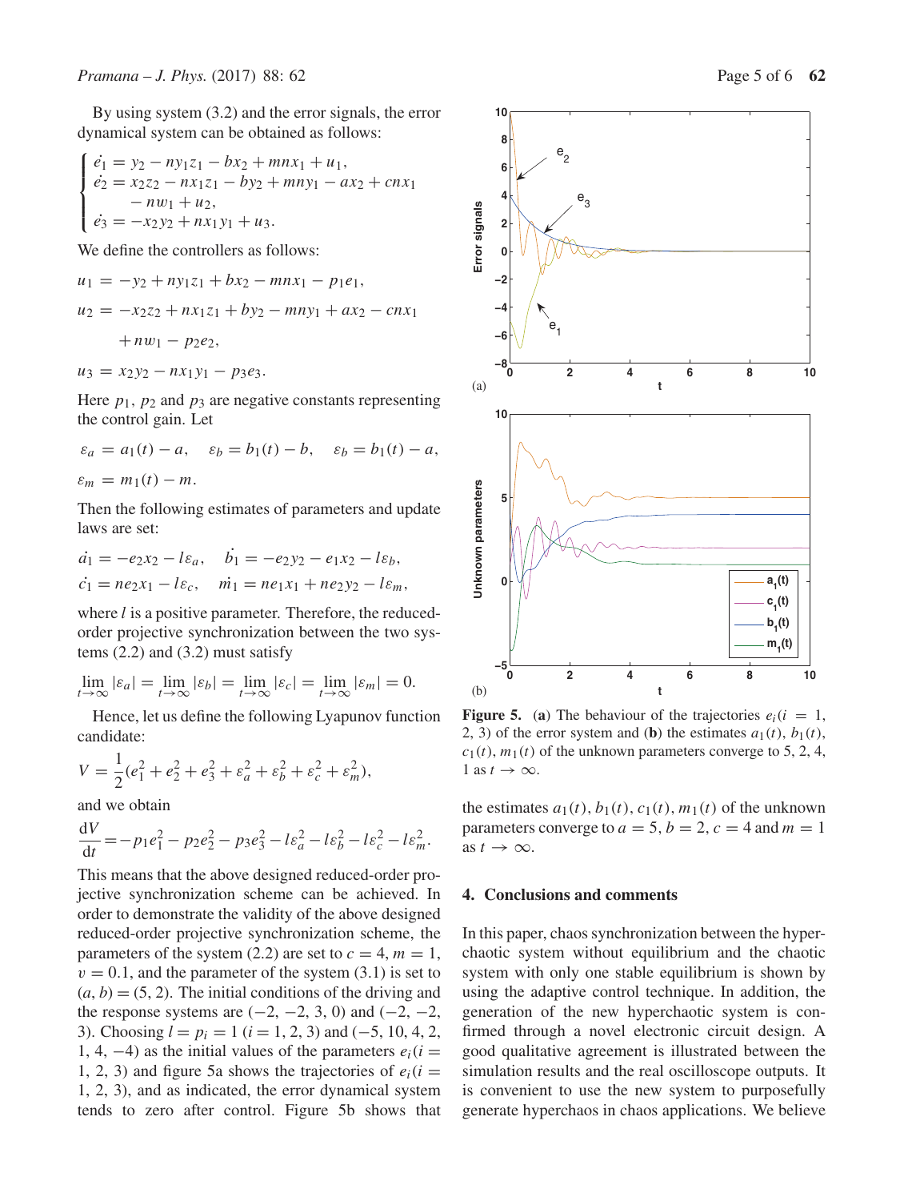By using system (3.2) and the error signals, the error dynamical system can be obtained as follows:

$$
\begin{cases}
\dot{e_1} = y_2 - ny_1z_1 - bx_2 + mnx_1 + u_1, \\
\dot{e_2} = x_2z_2 - nx_1z_1 - by_2 + mny_1 - ax_2 + cnx_1 \\
\qquad - nw_1 + u_2, \\
\dot{e_3} = -x_2y_2 + nx_1y_1 + u_3.
\end{cases}
$$

We define the controllers as follows:

$$u_1 = -y_2 + ny_1z_1 + bx_2 - mnx_1 - p_1e_1,$$

$$u_2 = -x_2z_2 + nx_1z_1 + by_2 - mny_1 + ax_2 - cnx_1$$
$$+ nw_1 - p_2e_2,$$

$$u_3 = x_2y_2 - nx_1y_1 - p_3e_3.$$

Here $p_1$, $p_2$ and $p_3$ are negative constants representing the control gain. Let

$$\varepsilon_a = a_1(t) - a, \quad \varepsilon_b = b_1(t) - b, \quad \varepsilon_b = b_1(t) - a,$$

$$\varepsilon_m = m_1(t) - m.$$

Then the following estimates of parameters and update laws are set:

$$\dot{a_1} = -e_2x_2 - l\varepsilon_a, \quad \dot{b_1} = -e_2y_2 - e_1x_2 - l\varepsilon_b,$$

$$\dot{c_1} = ne_2x_1 - l\varepsilon_c, \quad \dot{m_1} = ne_1x_1 + ne_2y_2 - l\varepsilon_m,$$

where $l$ is a positive parameter. Therefore, the reduced-order projective synchronization between the two systems (2.2) and (3.2) must satisfy

$$\lim_{t\to\infty} |\varepsilon_a| = \lim_{t\to\infty} |\varepsilon_b| = \lim_{t\to\infty} |\varepsilon_c| = \lim_{t\to\infty} |\varepsilon_m| = 0.$$

Hence, let us define the following Lyapunov function candidate:

$$V = \frac{1}{2}(e_1^2 + e_2^2 + e_3^2 + \varepsilon_a^2 + \varepsilon_b^2 + \varepsilon_c^2 + \varepsilon_m^2),$$

and we obtain

$$\frac{\mathrm{d}V}{\mathrm{d}t} = -p_1e_1^2 - p_2e_2^2 - p_3e_3^2 - l\varepsilon_a^2 - l\varepsilon_b^2 - l\varepsilon_c^2 - l\varepsilon_m^2.$$

This means that the above designed reduced-order projective synchronization scheme can be achieved. In order to demonstrate the validity of the above designed reduced-order projective synchronization scheme, the parameters of the system (2.2) are set to $c = 4$, $m = 1$, $v = 0.1$, and the parameter of the system (3.1) is set to $(a, b) = (5, 2)$. The initial conditions of the driving and the response systems are $(-2, -2, 3, 0)$ and $(-2, -2, 3)$. Choosing $l = p_i = 1$ $(i = 1, 2, 3)$ and $(-5, 10, 4, 2, 1, 4, -4)$ as the initial values of the parameters $e_i (i = 1, 2, 3)$ and figure 5a shows the trajectories of $e_i (i = 1, 2, 3)$, and as indicated, the error dynamical system tends to zero after control. Figure 5b shows that the estimates $a_1(t)$, $b_1(t)$, $c_1(t)$, $m_1(t)$ of the unknown parameters converge to $a = 5$, $b = 2$, $c = 4$ and $m = 1$ as $t \to \infty$.

**Figure 5.** (**a**) The behaviour of the trajectories $e_i (i = 1, 2, 3)$ of the error system and (**b**) the estimates $a_1(t)$, $b_1(t)$, $c_1(t)$, $m_1(t)$ of the unknown parameters converge to 5, 2, 4, 1 as $t \to \infty$.

## 4. Conclusions and comments

In this paper, chaos synchronization between the hyperchaotic system without equilibrium and the chaotic system with only one stable equilibrium is shown by using the adaptive control technique. In addition, the generation of the new hyperchaotic system is confirmed through a novel electronic circuit design. A good qualitative agreement is illustrated between the simulation results and the real oscilloscope outputs. It is convenient to use the new system to purposefully generate hyperchaos in chaos applications. We believe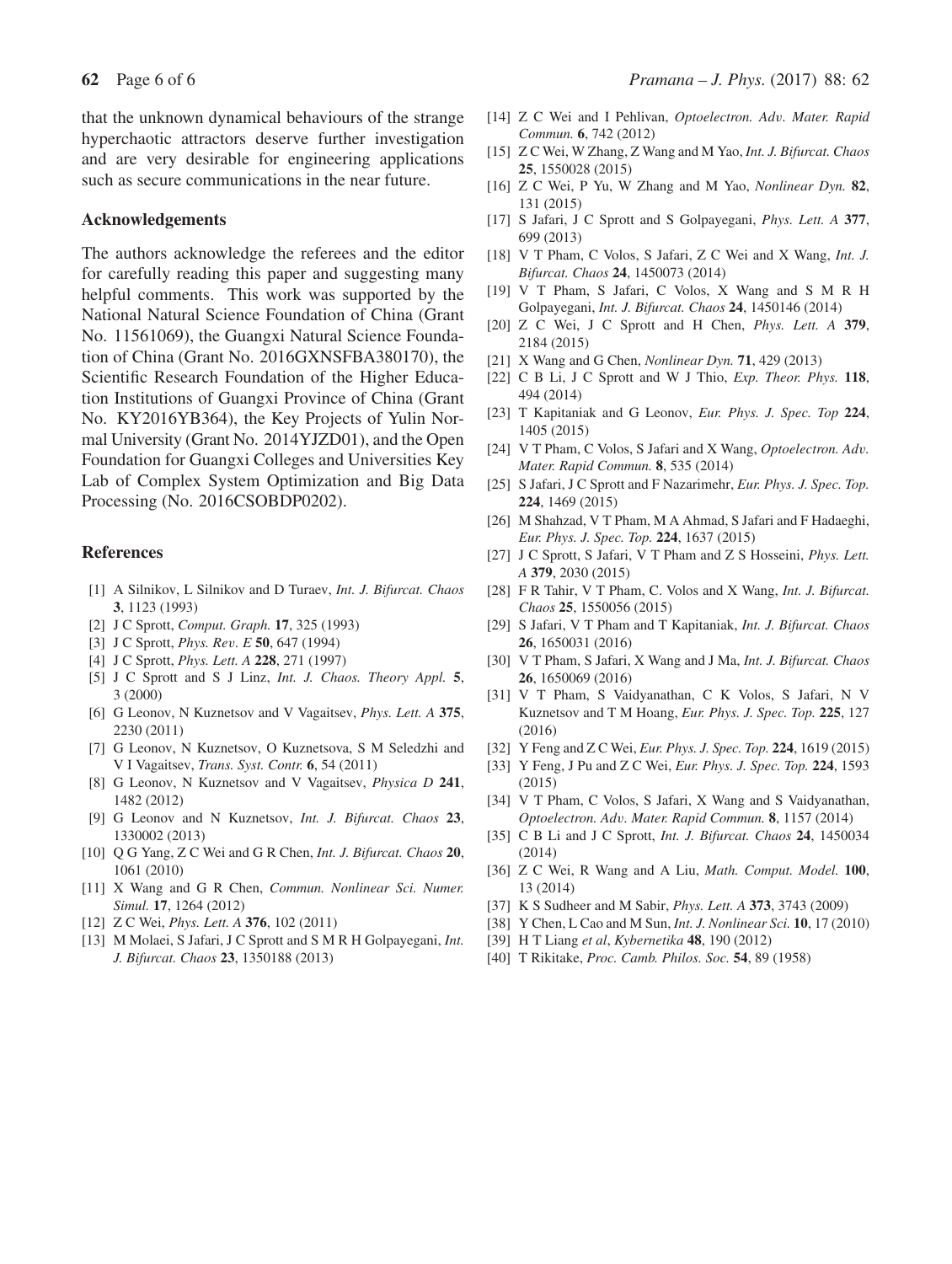that the unknown dynamical behaviours of the strange hyperchaotic attractors deserve further investigation and are very desirable for engineering applications such as secure communications in the near future.

### Acknowledgements

The authors acknowledge the referees and the editor for carefully reading this paper and suggesting many helpful comments. This work was supported by the National Natural Science Foundation of China (Grant No. 11561069), the Guangxi Natural Science Foundation of China (Grant No. 2016GXNSFBA380170), the Scientific Research Foundation of the Higher Education Institutions of Guangxi Province of China (Grant No. KY2016YB364), the Key Projects of Yulin Normal University (Grant No. 2014YJZD01), and the Open Foundation for Guangxi Colleges and Universities Key Lab of Complex System Optimization and Big Data Processing (No. 2016CSOBDP0202).

### References

[1] A Silnikov, L Silnikov and D Turaev, *Int. J. Bifurcat. Chaos* **3**, 1123 (1993)

[2] J C Sprott, *Comput. Graph.* **17**, 325 (1993)

[3] J C Sprott, *Phys. Rev. E* **50**, 647 (1994)

[4] J C Sprott, *Phys. Lett. A* **228**, 271 (1997)

[5] J C Sprott and S J Linz, *Int. J. Chaos. Theory Appl.* **5**, 3 (2000)

[6] G Leonov, N Kuznetsov and V Vagaitsev, *Phys. Lett. A* **375**, 2230 (2011)

[7] G Leonov, N Kuznetsov, O Kuznetsova, S M Seledzhi and V I Vagaitsev, *Trans. Syst. Contr.* **6**, 54 (2011)

[8] G Leonov, N Kuznetsov and V Vagaitsev, *Physica D* **241**, 1482 (2012)

[9] G Leonov and N Kuznetsov, *Int. J. Bifurcat. Chaos* **23**, 1330002 (2013)

[10] Q G Yang, Z C Wei and G R Chen, *Int. J. Bifurcat. Chaos* **20**, 1061 (2010)

[11] X Wang and G R Chen, *Commun. Nonlinear Sci. Numer. Simul.* **17**, 1264 (2012)

[12] Z C Wei, *Phys. Lett. A* **376**, 102 (2011)

[13] M Molaei, S Jafari, J C Sprott and S M R H Golpayegani, *Int. J. Bifurcat. Chaos* **23**, 1350188 (2013)

[14] Z C Wei and I Pehlivan, *Optoelectron. Adv. Mater. Rapid Commun.* **6**, 742 (2012)

[15] Z C Wei, W Zhang, Z Wang and M Yao, *Int. J. Bifurcat. Chaos* **25**, 1550028 (2015)

[16] Z C Wei, P Yu, W Zhang and M Yao, *Nonlinear Dyn.* **82**, 131 (2015)

[17] S Jafari, J C Sprott and S Golpayegani, *Phys. Lett. A* **377**, 699 (2013)

[18] V T Pham, C Volos, S Jafari, Z C Wei and X Wang, *Int. J. Bifurcat. Chaos* **24**, 1450073 (2014)

[19] V T Pham, S Jafari, C Volos, X Wang and S M R H Golpayegani, *Int. J. Bifurcat. Chaos* **24**, 1450146 (2014)

[20] Z C Wei, J C Sprott and H Chen, *Phys. Lett. A* **379**, 2184 (2015)

[21] X Wang and G Chen, *Nonlinear Dyn.* **71**, 429 (2013)

[22] C B Li, J C Sprott and W J Thio, *Exp. Theor. Phys.* **118**, 494 (2014)

[23] T Kapitaniak and G Leonov, *Eur. Phys. J. Spec. Top* **224**, 1405 (2015)

[24] V T Pham, C Volos, S Jafari and X Wang, *Optoelectron. Adv. Mater. Rapid Commun.* **8**, 535 (2014)

[25] S Jafari, J C Sprott and F Nazarimehr, *Eur. Phys. J. Spec. Top.* **224**, 1469 (2015)

[26] M Shahzad, V T Pham, M A Ahmad, S Jafari and F Hadaeghi, *Eur. Phys. J. Spec. Top.* **224**, 1637 (2015)

[27] J C Sprott, S Jafari, V T Pham and Z S Hosseini, *Phys. Lett. A* **379**, 2030 (2015)

[28] F R Tahir, V T Pham, C. Volos and X Wang, *Int. J. Bifurcat. Chaos* **25**, 1550056 (2015)

[29] S Jafari, V T Pham and T Kapitaniak, *Int. J. Bifurcat. Chaos* **26**, 1650031 (2016)

[30] V T Pham, S Jafari, X Wang and J Ma, *Int. J. Bifurcat. Chaos* **26**, 1650069 (2016)

[31] V T Pham, S Vaidyanathan, C K Volos, S Jafari, N V Kuznetsov and T M Hoang, *Eur. Phys. J. Spec. Top.* **225**, 127 (2016)

[32] Y Feng and Z C Wei, *Eur. Phys. J. Spec. Top.* **224**, 1619 (2015)

[33] Y Feng, J Pu and Z C Wei, *Eur. Phys. J. Spec. Top.* **224**, 1593 (2015)

[34] V T Pham, C Volos, S Jafari, X Wang and S Vaidyanathan, *Optoelectron. Adv. Mater. Rapid Commun.* **8**, 1157 (2014)

[35] C B Li and J C Sprott, *Int. J. Bifurcat. Chaos* **24**, 1450034 (2014)

[36] Z C Wei, R Wang and A Liu, *Math. Comput. Model.* **100**, 13 (2014)

[37] K S Sudheer and M Sabir, *Phys. Lett. A* **373**, 3743 (2009)

[38] Y Chen, L Cao and M Sun, *Int. J. Nonlinear Sci.* **10**, 17 (2010)

[39] H T Liang *et al*, *Kybernetika* **48**, 190 (2012)

[40] T Rikitake, *Proc. Camb. Philos. Soc.* **54**, 89 (1958)